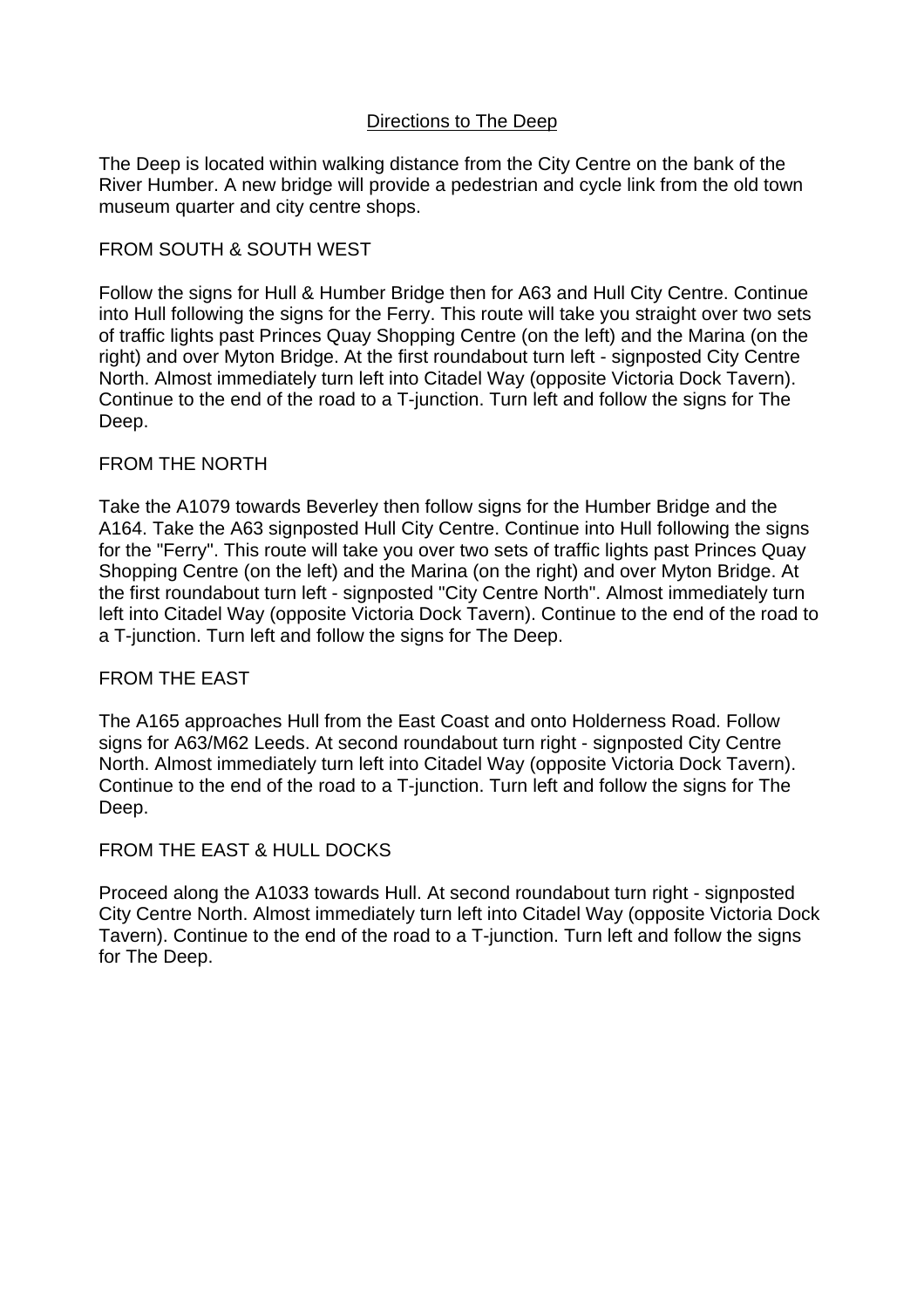# Directions to The Deep

The Deep is located within walking distance from the City Centre on the bank of the River Humber. A new bridge will provide a pedestrian and cycle link from the old town museum quarter and city centre shops.

## FROM SOUTH & SOUTH WEST

Follow the signs for Hull & Humber Bridge then for A63 and Hull City Centre. Continue into Hull following the signs for the Ferry. This route will take you straight over two sets of traffic lights past Princes Quay Shopping Centre (on the left) and the Marina (on the right) and over Myton Bridge. At the first roundabout turn left - signposted City Centre North. Almost immediately turn left into Citadel Way (opposite Victoria Dock Tavern). Continue to the end of the road to a T-junction. Turn left and follow the signs for The Deep.

## FROM THE NORTH

Take the A1079 towards Beverley then follow signs for the Humber Bridge and the A164. Take the A63 signposted Hull City Centre. Continue into Hull following the signs for the "Ferry". This route will take you over two sets of traffic lights past Princes Quay Shopping Centre (on the left) and the Marina (on the right) and over Myton Bridge. At the first roundabout turn left - signposted "City Centre North". Almost immediately turn left into Citadel Way (opposite Victoria Dock Tavern). Continue to the end of the road to a T-junction. Turn left and follow the signs for The Deep.

## FROM THE EAST

The A165 approaches Hull from the East Coast and onto Holderness Road. Follow signs for A63/M62 Leeds. At second roundabout turn right - signposted City Centre North. Almost immediately turn left into Citadel Way (opposite Victoria Dock Tavern). Continue to the end of the road to a T-junction. Turn left and follow the signs for The Deep.

## FROM THE EAST & HULL DOCKS

Proceed along the A1033 towards Hull. At second roundabout turn right - signposted City Centre North. Almost immediately turn left into Citadel Way (opposite Victoria Dock Tavern). Continue to the end of the road to a T-junction. Turn left and follow the signs for The Deep.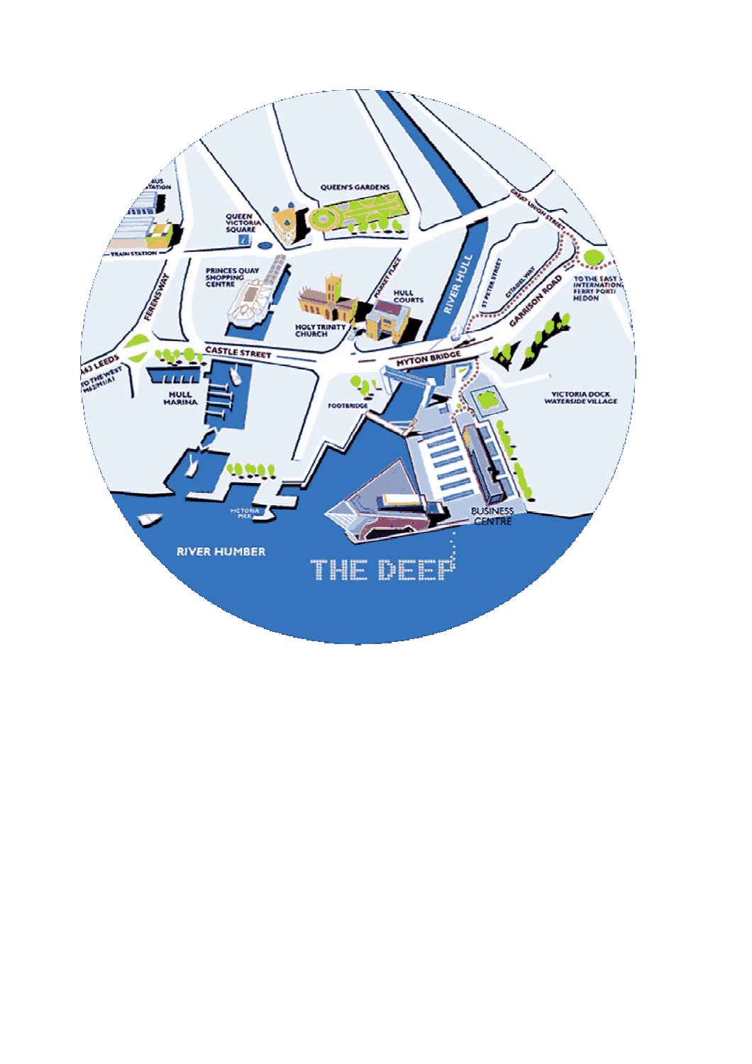BUS STATION

TRAIN STATION

QUEEN VICTORIA SQUARE

QUEEN'S GARDENS

PRINCES QUAY SHOPPING CENTRE

FERENSWAY

MARKET PLACE

HULL COURTS

HOLY TRINITY CHURCH

RIVER HULL

ST PETER STREET

CITADEL WAY

GARRISON ROAD

GREAT UNION STREET

TO THE EAST INTERNATIONAL FERRY PORT HEDON

A63 LEEDS TO THE WEST M62/M1/A1

CASTLE STREET

MYTON BRIDGE

HULL MARINA

FOOTBRIDGE

VICTORIA DOCK WATERSIDE VILLAGE

VICTORIA PIER

BUSINESS CENTRE

RIVER HUMBER

THE DEEP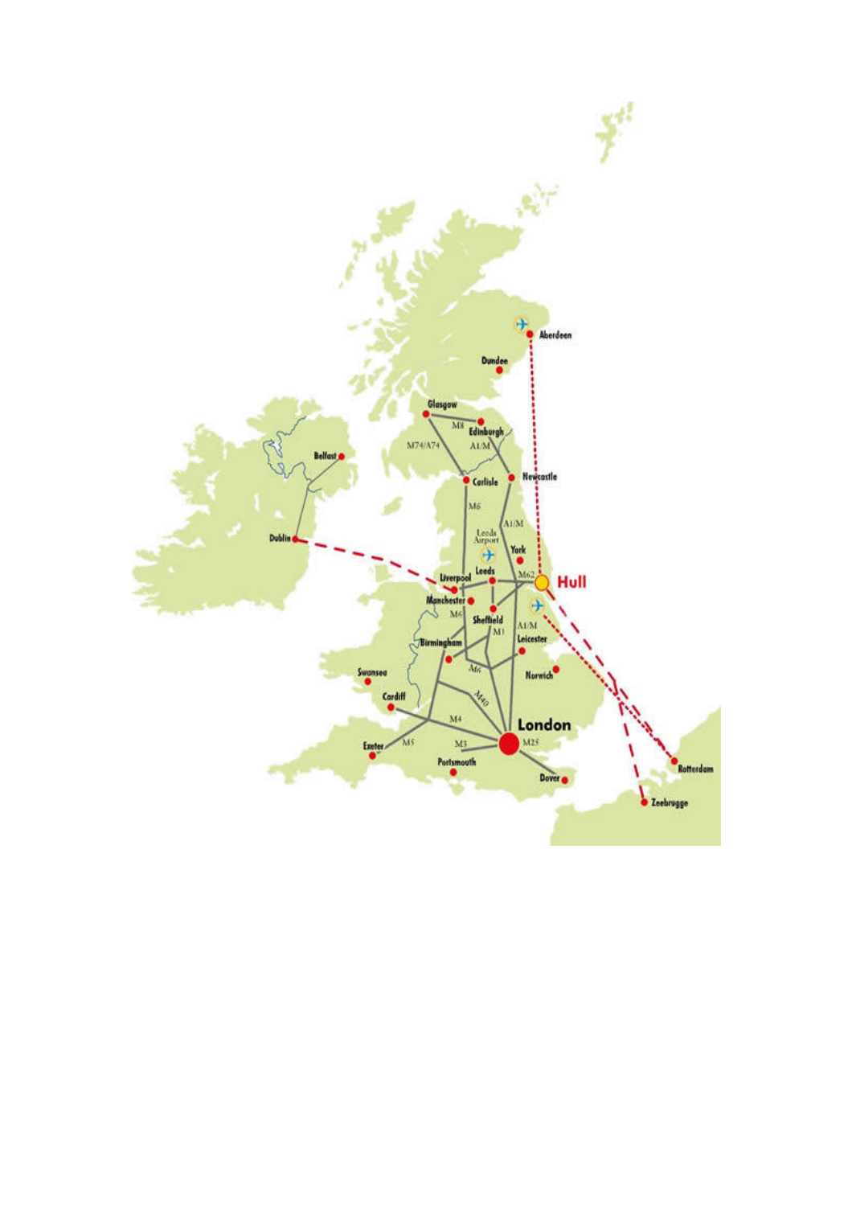Aberdeen

Dundee

Glasgow

M8

Edinburgh

M74/A74

A1/M

Belfast

Carlisle

Newcastle

M6

A1/M

Dublin

Leeds Airport

York

Leeds

M62

Hull

Liverpool

Manchester

M6

Sheffield

A1/M

M1

Birmingham

Leicester

Swansea

M6

Norwich

Cardiff

M40

M4

London

Exeter

M5

M3

M25

Portsmouth

Dover

Rotterdam

Zeebrugge